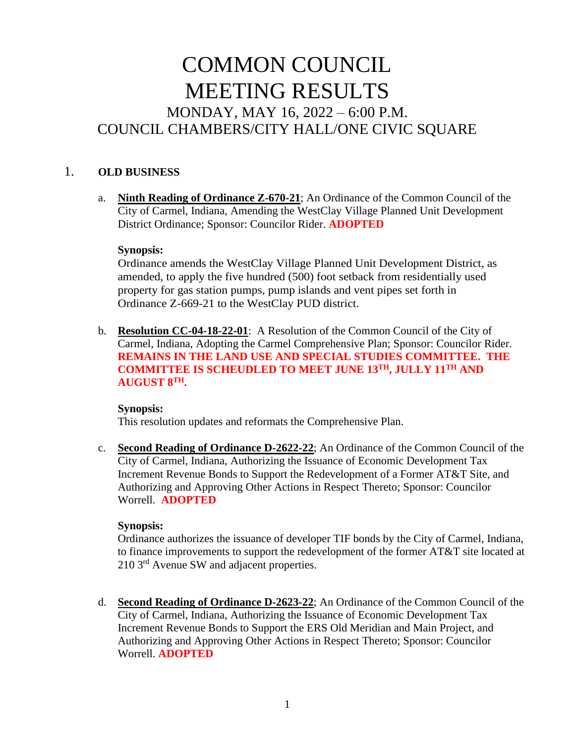# COMMON COUNCIL MEETING RESULTS

## MONDAY, MAY 16, 2022 – 6:00 P.M.
## COUNCIL CHAMBERS/CITY HALL/ONE CIVIC SQUARE

1. **OLD BUSINESS**

   a. **Ninth Reading of Ordinance Z-670-21**; An Ordinance of the Common Council of the City of Carmel, Indiana, Amending the WestClay Village Planned Unit Development District Ordinance; Sponsor: Councilor Rider. **ADOPTED**

   **Synopsis:**
   Ordinance amends the WestClay Village Planned Unit Development District, as amended, to apply the five hundred (500) foot setback from residentially used property for gas station pumps, pump islands and vent pipes set forth in Ordinance Z-669-21 to the WestClay PUD district.

   b. **Resolution CC-04-18-22-01**: A Resolution of the Common Council of the City of Carmel, Indiana, Adopting the Carmel Comprehensive Plan; Sponsor: Councilor Rider. **REMAINS IN THE LAND USE AND SPECIAL STUDIES COMMITTEE. THE COMMITTEE IS SCHEUDLED TO MEET JUNE 13TH, JULLY 11TH AND AUGUST 8TH.**

   **Synopsis:**
   This resolution updates and reformats the Comprehensive Plan.

   c. **Second Reading of Ordinance D-2622-22**; An Ordinance of the Common Council of the City of Carmel, Indiana, Authorizing the Issuance of Economic Development Tax Increment Revenue Bonds to Support the Redevelopment of a Former AT&T Site, and Authorizing and Approving Other Actions in Respect Thereto; Sponsor: Councilor Worrell. **ADOPTED**

   **Synopsis:**
   Ordinance authorizes the issuance of developer TIF bonds by the City of Carmel, Indiana, to finance improvements to support the redevelopment of the former AT&T site located at 210 3rd Avenue SW and adjacent properties.

   d. **Second Reading of Ordinance D-2623-22**; An Ordinance of the Common Council of the City of Carmel, Indiana, Authorizing the Issuance of Economic Development Tax Increment Revenue Bonds to Support the ERS Old Meridian and Main Project, and Authorizing and Approving Other Actions in Respect Thereto; Sponsor: Councilor Worrell. **ADOPTED**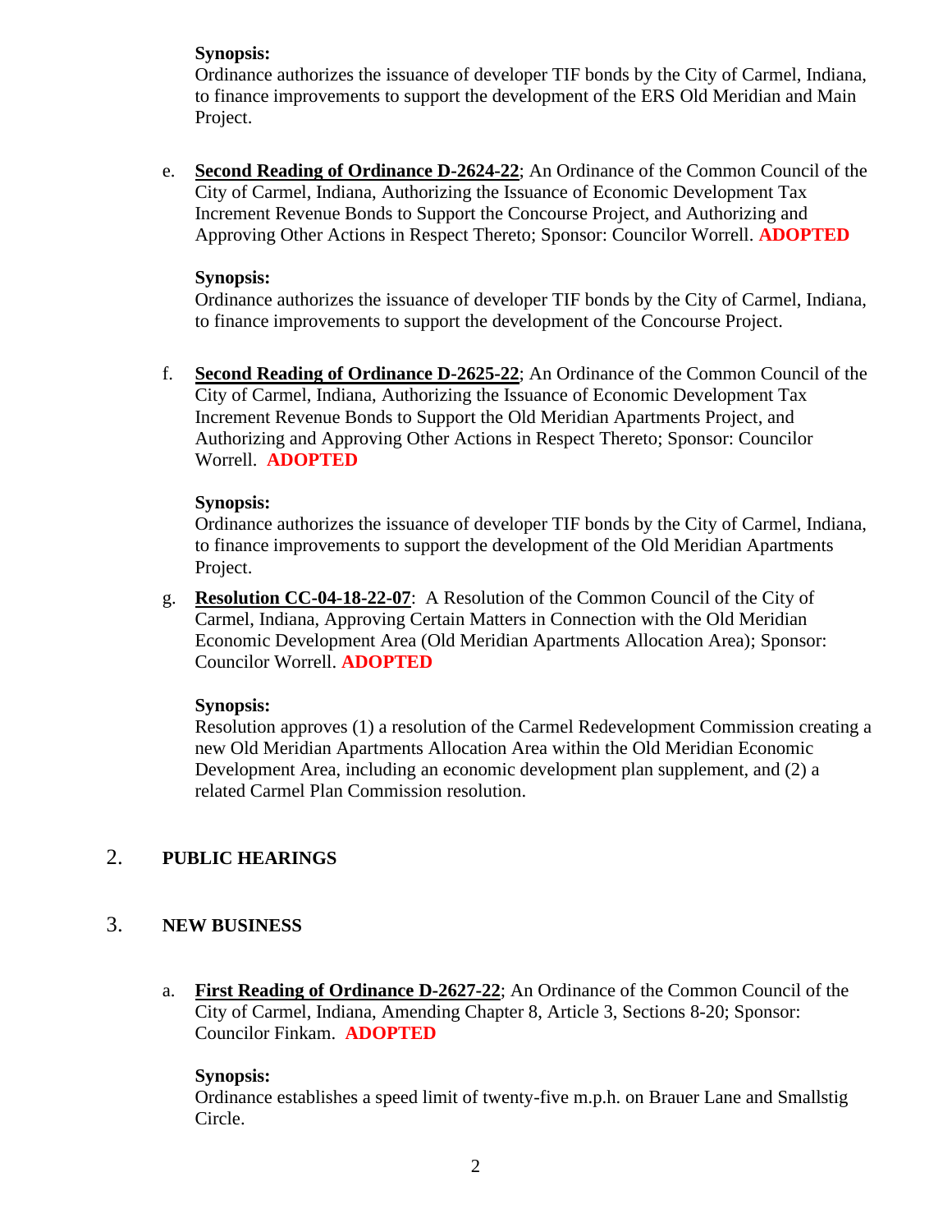**Synopsis:**
Ordinance authorizes the issuance of developer TIF bonds by the City of Carmel, Indiana, to finance improvements to support the development of the ERS Old Meridian and Main Project.

e. **Second Reading of Ordinance D-2624-22**; An Ordinance of the Common Council of the City of Carmel, Indiana, Authorizing the Issuance of Economic Development Tax Increment Revenue Bonds to Support the Concourse Project, and Authorizing and Approving Other Actions in Respect Thereto; Sponsor: Councilor Worrell. **ADOPTED**

**Synopsis:**
Ordinance authorizes the issuance of developer TIF bonds by the City of Carmel, Indiana, to finance improvements to support the development of the Concourse Project.

f. **Second Reading of Ordinance D-2625-22**; An Ordinance of the Common Council of the City of Carmel, Indiana, Authorizing the Issuance of Economic Development Tax Increment Revenue Bonds to Support the Old Meridian Apartments Project, and Authorizing and Approving Other Actions in Respect Thereto; Sponsor: Councilor Worrell. **ADOPTED**

**Synopsis:**
Ordinance authorizes the issuance of developer TIF bonds by the City of Carmel, Indiana, to finance improvements to support the development of the Old Meridian Apartments Project.

g. **Resolution CC-04-18-22-07**: A Resolution of the Common Council of the City of Carmel, Indiana, Approving Certain Matters in Connection with the Old Meridian Economic Development Area (Old Meridian Apartments Allocation Area); Sponsor: Councilor Worrell. **ADOPTED**

**Synopsis:**
Resolution approves (1) a resolution of the Carmel Redevelopment Commission creating a new Old Meridian Apartments Allocation Area within the Old Meridian Economic Development Area, including an economic development plan supplement, and (2) a related Carmel Plan Commission resolution.

## 2. PUBLIC HEARINGS

## 3. NEW BUSINESS

a. **First Reading of Ordinance D-2627-22**; An Ordinance of the Common Council of the City of Carmel, Indiana, Amending Chapter 8, Article 3, Sections 8-20; Sponsor: Councilor Finkam. **ADOPTED**

**Synopsis:**
Ordinance establishes a speed limit of twenty-five m.p.h. on Brauer Lane and Smallstig Circle.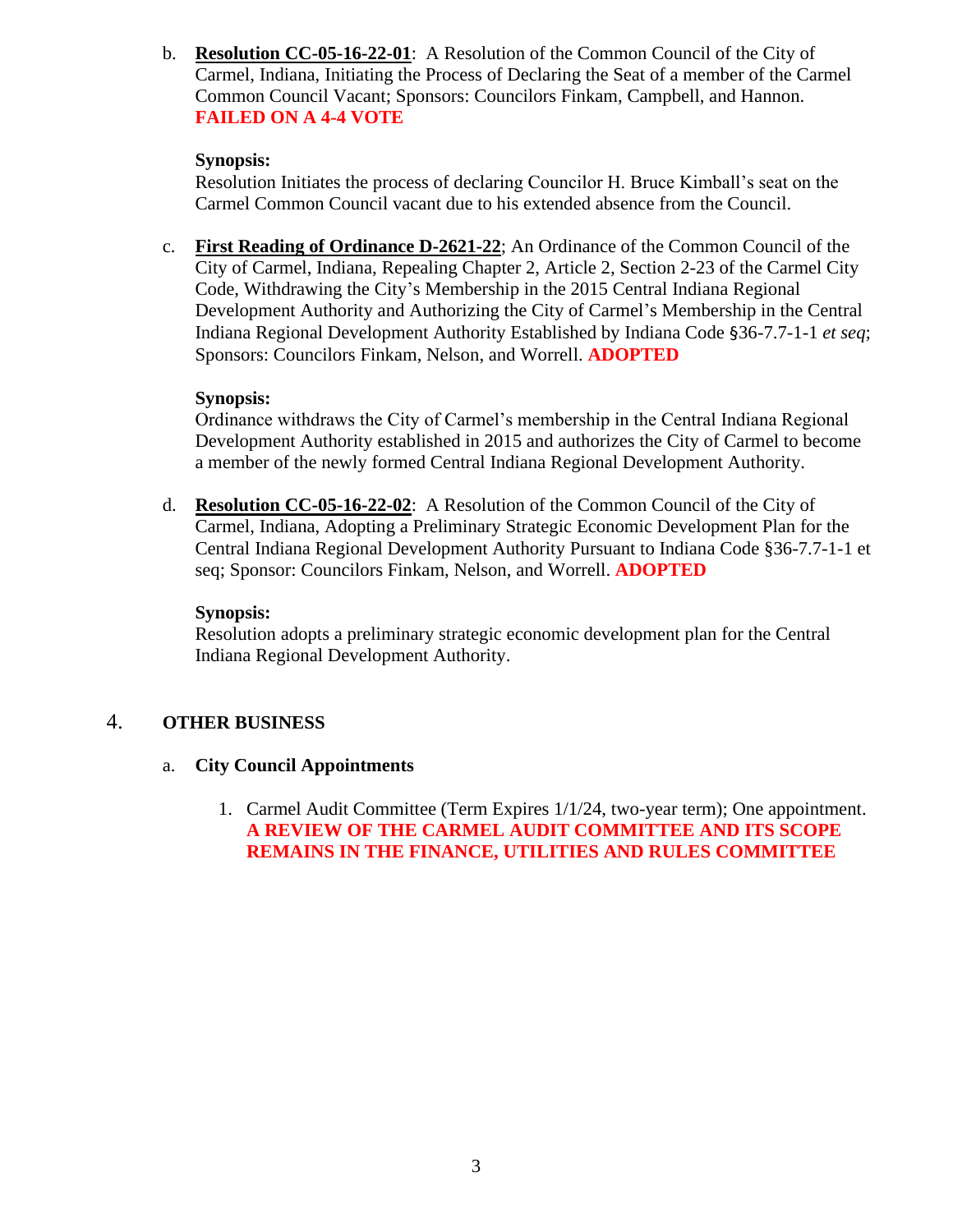b. **Resolution CC-05-16-22-01**: A Resolution of the Common Council of the City of Carmel, Indiana, Initiating the Process of Declaring the Seat of a member of the Carmel Common Council Vacant; Sponsors: Councilors Finkam, Campbell, and Hannon. **FAILED ON A 4-4 VOTE**

**Synopsis:**
Resolution Initiates the process of declaring Councilor H. Bruce Kimball's seat on the Carmel Common Council vacant due to his extended absence from the Council.

c. **First Reading of Ordinance D-2621-22**; An Ordinance of the Common Council of the City of Carmel, Indiana, Repealing Chapter 2, Article 2, Section 2-23 of the Carmel City Code, Withdrawing the City's Membership in the 2015 Central Indiana Regional Development Authority and Authorizing the City of Carmel's Membership in the Central Indiana Regional Development Authority Established by Indiana Code §36-7.7-1-1 *et seq*; Sponsors: Councilors Finkam, Nelson, and Worrell. **ADOPTED**

**Synopsis:**
Ordinance withdraws the City of Carmel's membership in the Central Indiana Regional Development Authority established in 2015 and authorizes the City of Carmel to become a member of the newly formed Central Indiana Regional Development Authority.

d. **Resolution CC-05-16-22-02**: A Resolution of the Common Council of the City of Carmel, Indiana, Adopting a Preliminary Strategic Economic Development Plan for the Central Indiana Regional Development Authority Pursuant to Indiana Code §36-7.7-1-1 et seq; Sponsor: Councilors Finkam, Nelson, and Worrell. **ADOPTED**

**Synopsis:**
Resolution adopts a preliminary strategic economic development plan for the Central Indiana Regional Development Authority.

## 4. OTHER BUSINESS

a. **City Council Appointments**

1. Carmel Audit Committee (Term Expires 1/1/24, two-year term); One appointment. **A REVIEW OF THE CARMEL AUDIT COMMITTEE AND ITS SCOPE REMAINS IN THE FINANCE, UTILITIES AND RULES COMMITTEE**